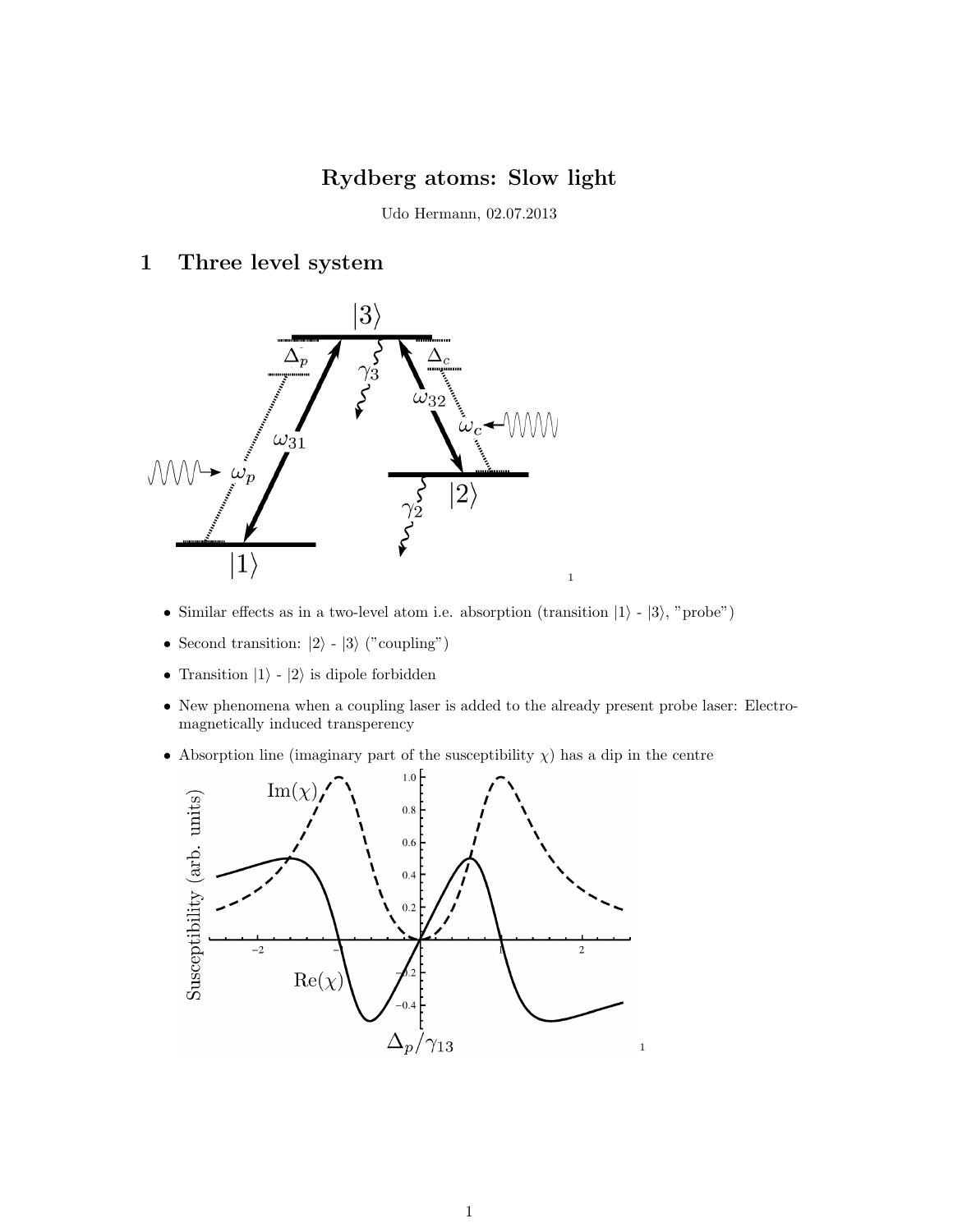# Rydberg atoms: Slow light

Udo Hermann, 02.07.2013

## 1 Three level system

- Similar effects as in a two-level atom i.e. absorption (transition $|1\rangle$ - $|3\rangle$, "probe")
- Second transition: $|2\rangle$ - $|3\rangle$ ("coupling")
- Transition $|1\rangle$ - $|2\rangle$ is dipole forbidden
- New phenomena when a coupling laser is added to the already present probe laser: Electromagnetically induced transperency
- Absorption line (imaginary part of the susceptibility $\chi$) has a dip in the centre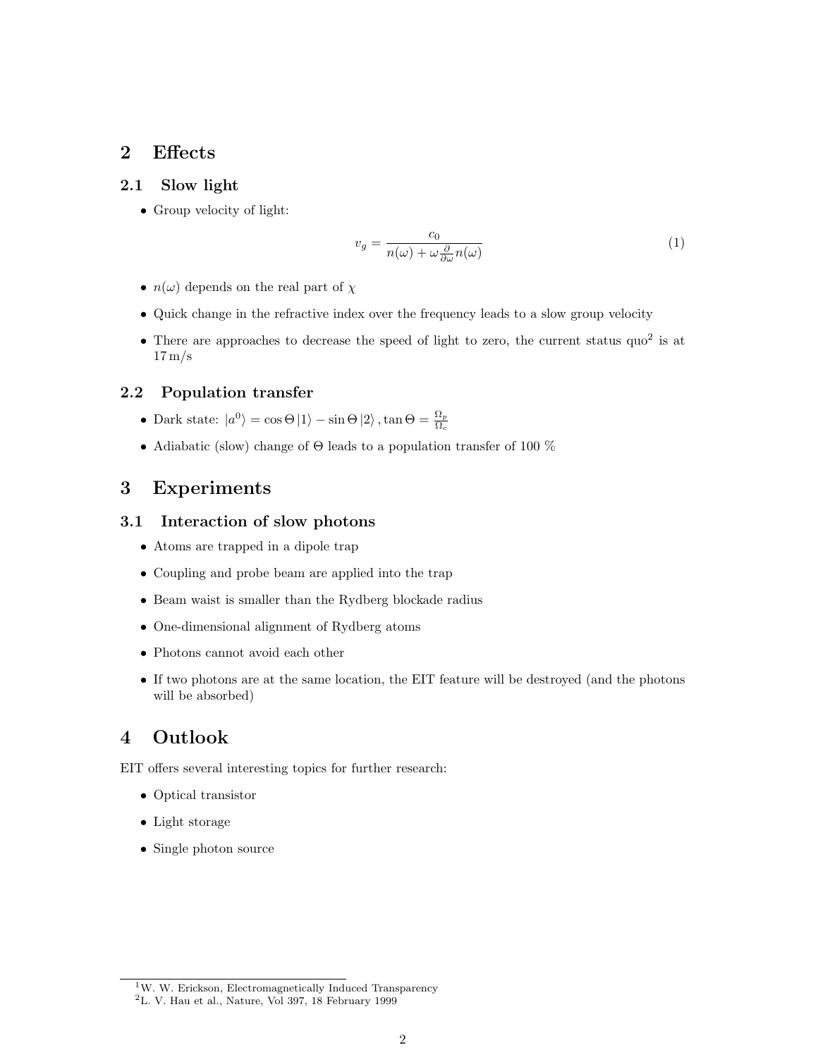# 2 Effects

## 2.1 Slow light

- Group velocity of light:

$$v_g = \frac{c_0}{n(\omega) + \omega \frac{\partial}{\partial \omega} n(\omega)} \tag{1}$$

- $n(\omega)$ depends on the real part of $\chi$
- Quick change in the refractive index over the frequency leads to a slow group velocity
- There are approaches to decrease the speed of light to zero, the current status quo[2] is at 17 m/s

## 2.2 Population transfer

- Dark state: $|a^0\rangle = \cos\Theta\,|1\rangle - \sin\Theta\,|2\rangle\,, \tan\Theta = \frac{\Omega_p}{\Omega_c}$
- Adiabatic (slow) change of $\Theta$ leads to a population transfer of 100 %

# 3 Experiments

## 3.1 Interaction of slow photons

- Atoms are trapped in a dipole trap
- Coupling and probe beam are applied into the trap
- Beam waist is smaller than the Rydberg blockade radius
- One-dimensional alignment of Rydberg atoms
- Photons cannot avoid each other
- If two photons are at the same location, the EIT feature will be destroyed (and the photons will be absorbed)

# 4 Outlook

EIT offers several interesting topics for further research:

- Optical transistor
- Light storage
- Single photon source

---

[1] W. W. Erickson, Electromagnetically Induced Transparency

[2] L. V. Hau et al., Nature, Vol 397, 18 February 1999